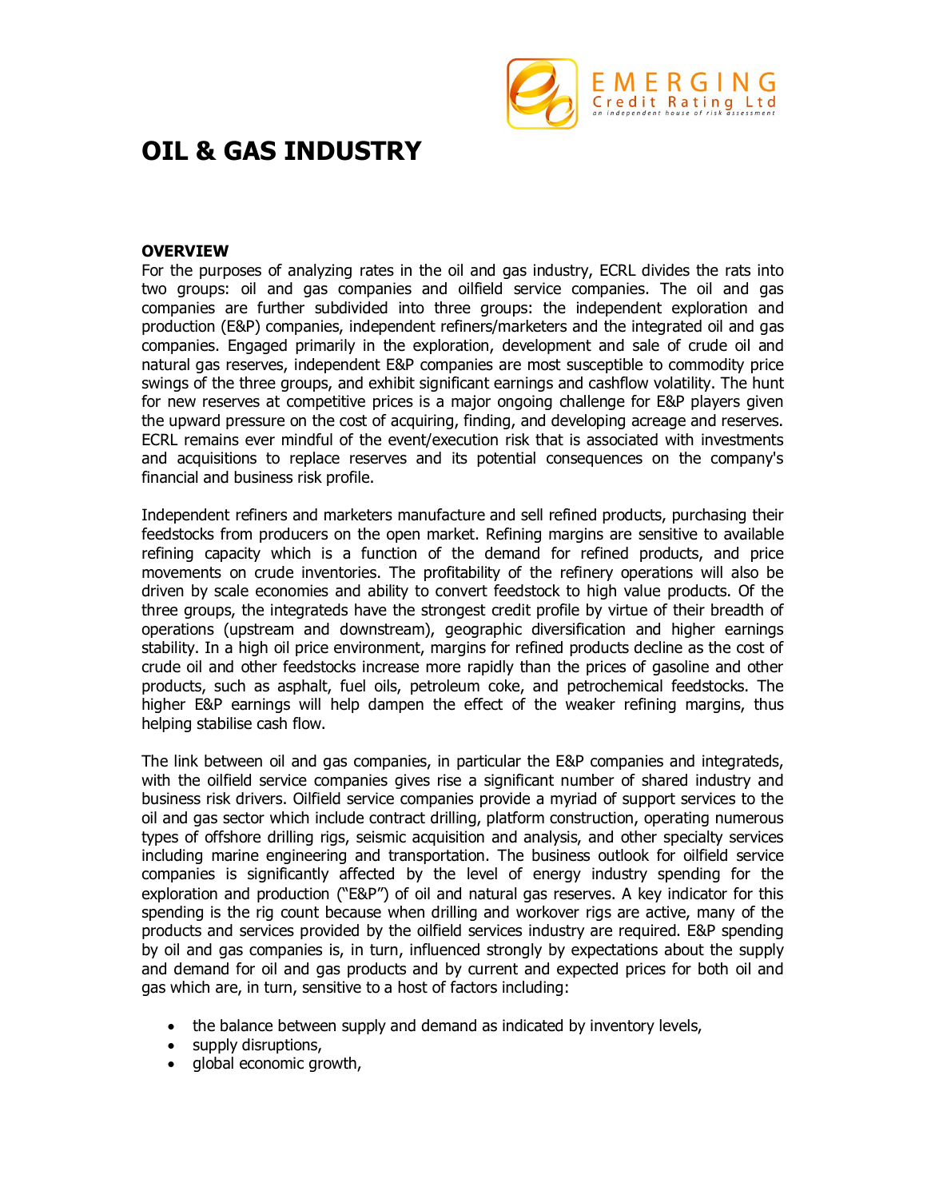# OIL & GAS INDUSTRY

## OVERVIEW

For the purposes of analyzing rates in the oil and gas industry, ECRL divides the rats into two groups: oil and gas companies and oilfield service companies. The oil and gas companies are further subdivided into three groups: the independent exploration and production (E&P) companies, independent refiners/marketers and the integrated oil and gas companies. Engaged primarily in the exploration, development and sale of crude oil and natural gas reserves, independent E&P companies are most susceptible to commodity price swings of the three groups, and exhibit significant earnings and cashflow volatility. The hunt for new reserves at competitive prices is a major ongoing challenge for E&P players given the upward pressure on the cost of acquiring, finding, and developing acreage and reserves. ECRL remains ever mindful of the event/execution risk that is associated with investments and acquisitions to replace reserves and its potential consequences on the company's financial and business risk profile.

Independent refiners and marketers manufacture and sell refined products, purchasing their feedstocks from producers on the open market. Refining margins are sensitive to available refining capacity which is a function of the demand for refined products, and price movements on crude inventories. The profitability of the refinery operations will also be driven by scale economies and ability to convert feedstock to high value products. Of the three groups, the integrateds have the strongest credit profile by virtue of their breadth of operations (upstream and downstream), geographic diversification and higher earnings stability. In a high oil price environment, margins for refined products decline as the cost of crude oil and other feedstocks increase more rapidly than the prices of gasoline and other products, such as asphalt, fuel oils, petroleum coke, and petrochemical feedstocks. The higher E&P earnings will help dampen the effect of the weaker refining margins, thus helping stabilise cash flow.

The link between oil and gas companies, in particular the E&P companies and integrateds, with the oilfield service companies gives rise a significant number of shared industry and business risk drivers. Oilfield service companies provide a myriad of support services to the oil and gas sector which include contract drilling, platform construction, operating numerous types of offshore drilling rigs, seismic acquisition and analysis, and other specialty services including marine engineering and transportation. The business outlook for oilfield service companies is significantly affected by the level of energy industry spending for the exploration and production ("E&P") of oil and natural gas reserves. A key indicator for this spending is the rig count because when drilling and workover rigs are active, many of the products and services provided by the oilfield services industry are required. E&P spending by oil and gas companies is, in turn, influenced strongly by expectations about the supply and demand for oil and gas products and by current and expected prices for both oil and gas which are, in turn, sensitive to a host of factors including:

- the balance between supply and demand as indicated by inventory levels,
- supply disruptions,
- global economic growth,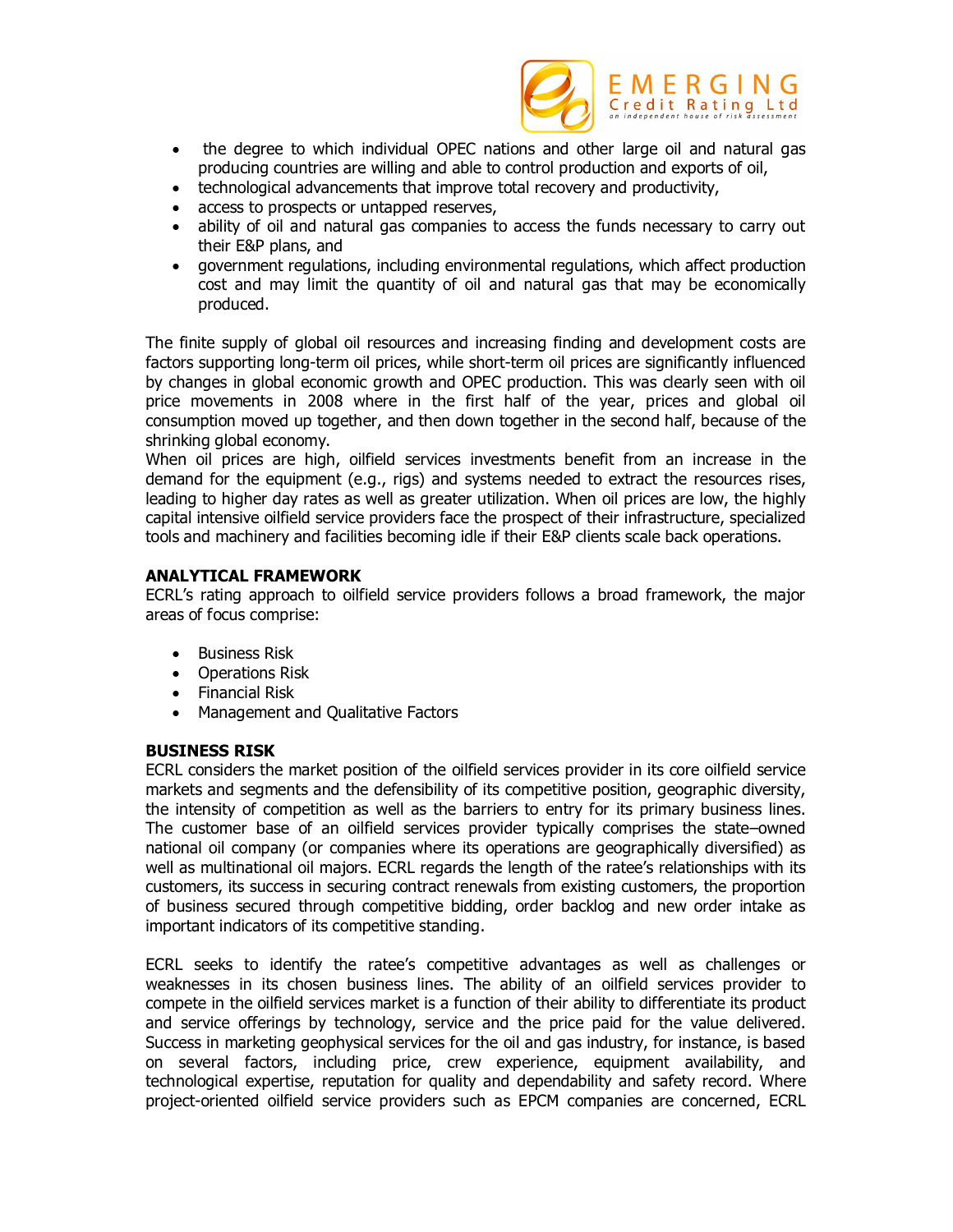- the degree to which individual OPEC nations and other large oil and natural gas producing countries are willing and able to control production and exports of oil,
- technological advancements that improve total recovery and productivity,
- access to prospects or untapped reserves,
- ability of oil and natural gas companies to access the funds necessary to carry out their E&P plans, and
- government regulations, including environmental regulations, which affect production cost and may limit the quantity of oil and natural gas that may be economically produced.

The finite supply of global oil resources and increasing finding and development costs are factors supporting long-term oil prices, while short-term oil prices are significantly influenced by changes in global economic growth and OPEC production. This was clearly seen with oil price movements in 2008 where in the first half of the year, prices and global oil consumption moved up together, and then down together in the second half, because of the shrinking global economy.
When oil prices are high, oilfield services investments benefit from an increase in the demand for the equipment (e.g., rigs) and systems needed to extract the resources rises, leading to higher day rates as well as greater utilization. When oil prices are low, the highly capital intensive oilfield service providers face the prospect of their infrastructure, specialized tools and machinery and facilities becoming idle if their E&P clients scale back operations.

**ANALYTICAL FRAMEWORK**
ECRL's rating approach to oilfield service providers follows a broad framework, the major areas of focus comprise:

- Business Risk
- Operations Risk
- Financial Risk
- Management and Qualitative Factors

**BUSINESS RISK**
ECRL considers the market position of the oilfield services provider in its core oilfield service markets and segments and the defensibility of its competitive position, geographic diversity, the intensity of competition as well as the barriers to entry for its primary business lines. The customer base of an oilfield services provider typically comprises the state–owned national oil company (or companies where its operations are geographically diversified) as well as multinational oil majors. ECRL regards the length of the ratee's relationships with its customers, its success in securing contract renewals from existing customers, the proportion of business secured through competitive bidding, order backlog and new order intake as important indicators of its competitive standing.

ECRL seeks to identify the ratee's competitive advantages as well as challenges or weaknesses in its chosen business lines. The ability of an oilfield services provider to compete in the oilfield services market is a function of their ability to differentiate its product and service offerings by technology, service and the price paid for the value delivered. Success in marketing geophysical services for the oil and gas industry, for instance, is based on several factors, including price, crew experience, equipment availability, and technological expertise, reputation for quality and dependability and safety record. Where project-oriented oilfield service providers such as EPCM companies are concerned, ECRL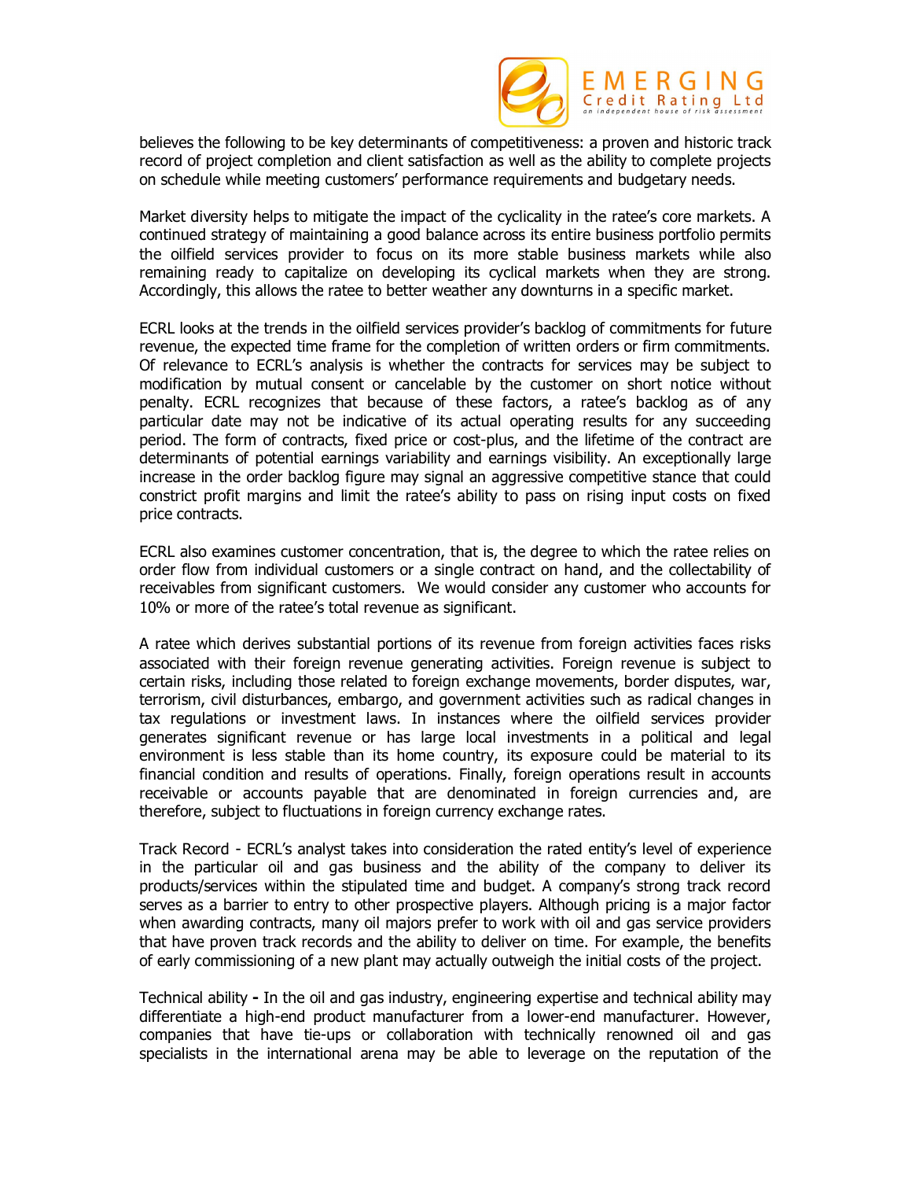believes the following to be key determinants of competitiveness: a proven and historic track record of project completion and client satisfaction as well as the ability to complete projects on schedule while meeting customers' performance requirements and budgetary needs.

Market diversity helps to mitigate the impact of the cyclicality in the ratee's core markets. A continued strategy of maintaining a good balance across its entire business portfolio permits the oilfield services provider to focus on its more stable business markets while also remaining ready to capitalize on developing its cyclical markets when they are strong. Accordingly, this allows the ratee to better weather any downturns in a specific market.

ECRL looks at the trends in the oilfield services provider's backlog of commitments for future revenue, the expected time frame for the completion of written orders or firm commitments. Of relevance to ECRL's analysis is whether the contracts for services may be subject to modification by mutual consent or cancelable by the customer on short notice without penalty. ECRL recognizes that because of these factors, a ratee's backlog as of any particular date may not be indicative of its actual operating results for any succeeding period. The form of contracts, fixed price or cost-plus, and the lifetime of the contract are determinants of potential earnings variability and earnings visibility. An exceptionally large increase in the order backlog figure may signal an aggressive competitive stance that could constrict profit margins and limit the ratee's ability to pass on rising input costs on fixed price contracts.

ECRL also examines customer concentration, that is, the degree to which the ratee relies on order flow from individual customers or a single contract on hand, and the collectability of receivables from significant customers. We would consider any customer who accounts for 10% or more of the ratee's total revenue as significant.

A ratee which derives substantial portions of its revenue from foreign activities faces risks associated with their foreign revenue generating activities. Foreign revenue is subject to certain risks, including those related to foreign exchange movements, border disputes, war, terrorism, civil disturbances, embargo, and government activities such as radical changes in tax regulations or investment laws. In instances where the oilfield services provider generates significant revenue or has large local investments in a political and legal environment is less stable than its home country, its exposure could be material to its financial condition and results of operations. Finally, foreign operations result in accounts receivable or accounts payable that are denominated in foreign currencies and, are therefore, subject to fluctuations in foreign currency exchange rates.

Track Record - ECRL's analyst takes into consideration the rated entity's level of experience in the particular oil and gas business and the ability of the company to deliver its products/services within the stipulated time and budget. A company's strong track record serves as a barrier to entry to other prospective players. Although pricing is a major factor when awarding contracts, many oil majors prefer to work with oil and gas service providers that have proven track records and the ability to deliver on time. For example, the benefits of early commissioning of a new plant may actually outweigh the initial costs of the project.

Technical ability **-** In the oil and gas industry, engineering expertise and technical ability may differentiate a high-end product manufacturer from a lower-end manufacturer. However, companies that have tie-ups or collaboration with technically renowned oil and gas specialists in the international arena may be able to leverage on the reputation of the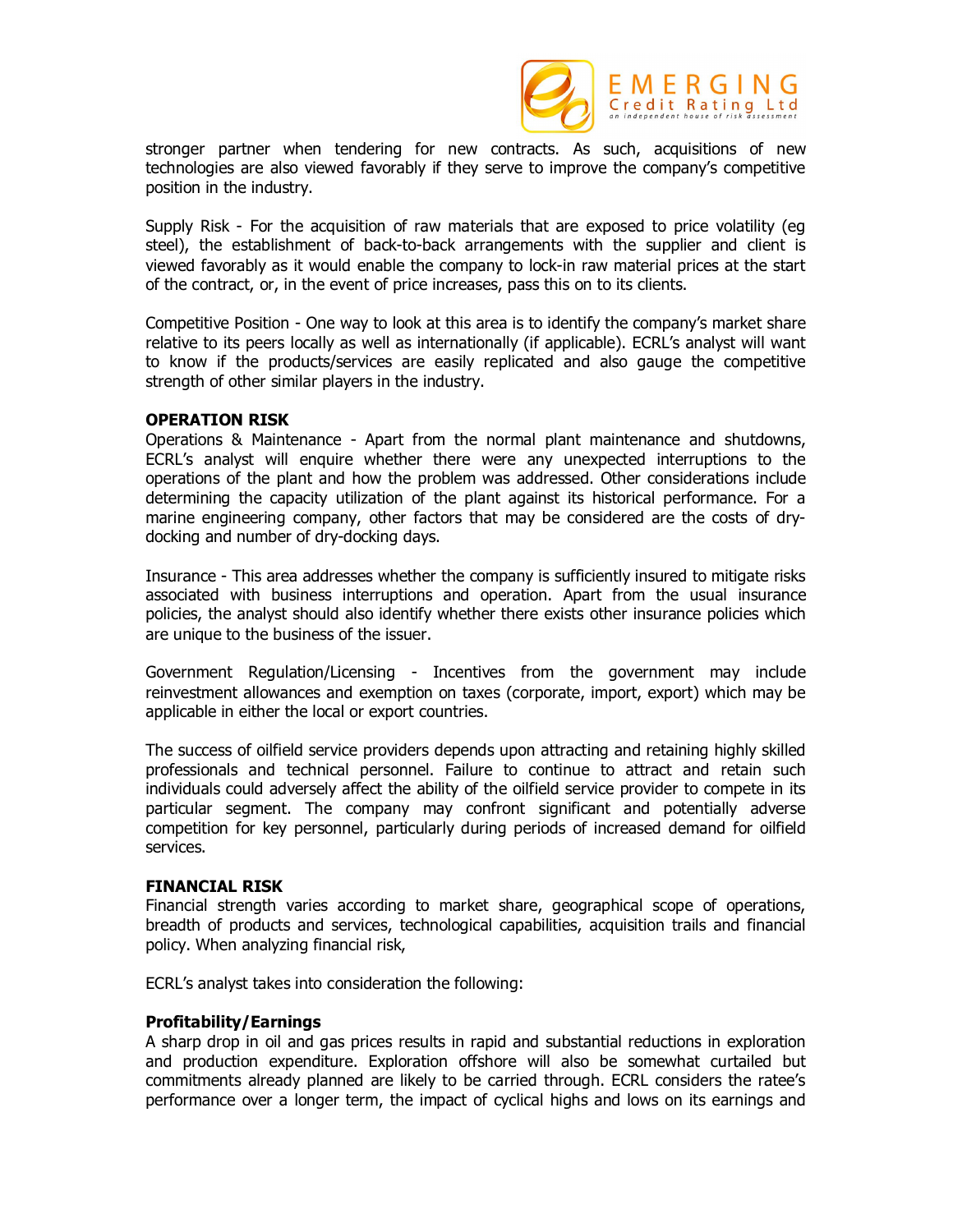stronger partner when tendering for new contracts. As such, acquisitions of new technologies are also viewed favorably if they serve to improve the company's competitive position in the industry.

Supply Risk - For the acquisition of raw materials that are exposed to price volatility (eg steel), the establishment of back-to-back arrangements with the supplier and client is viewed favorably as it would enable the company to lock-in raw material prices at the start of the contract, or, in the event of price increases, pass this on to its clients.

Competitive Position - One way to look at this area is to identify the company's market share relative to its peers locally as well as internationally (if applicable). ECRL's analyst will want to know if the products/services are easily replicated and also gauge the competitive strength of other similar players in the industry.

**OPERATION RISK**

Operations & Maintenance - Apart from the normal plant maintenance and shutdowns, ECRL's analyst will enquire whether there were any unexpected interruptions to the operations of the plant and how the problem was addressed. Other considerations include determining the capacity utilization of the plant against its historical performance. For a marine engineering company, other factors that may be considered are the costs of dry-docking and number of dry-docking days.

Insurance - This area addresses whether the company is sufficiently insured to mitigate risks associated with business interruptions and operation. Apart from the usual insurance policies, the analyst should also identify whether there exists other insurance policies which are unique to the business of the issuer.

Government Regulation/Licensing - Incentives from the government may include reinvestment allowances and exemption on taxes (corporate, import, export) which may be applicable in either the local or export countries.

The success of oilfield service providers depends upon attracting and retaining highly skilled professionals and technical personnel. Failure to continue to attract and retain such individuals could adversely affect the ability of the oilfield service provider to compete in its particular segment. The company may confront significant and potentially adverse competition for key personnel, particularly during periods of increased demand for oilfield services.

**FINANCIAL RISK**

Financial strength varies according to market share, geographical scope of operations, breadth of products and services, technological capabilities, acquisition trails and financial policy. When analyzing financial risk,

ECRL's analyst takes into consideration the following:

**Profitability/Earnings**

A sharp drop in oil and gas prices results in rapid and substantial reductions in exploration and production expenditure. Exploration offshore will also be somewhat curtailed but commitments already planned are likely to be carried through. ECRL considers the ratee's performance over a longer term, the impact of cyclical highs and lows on its earnings and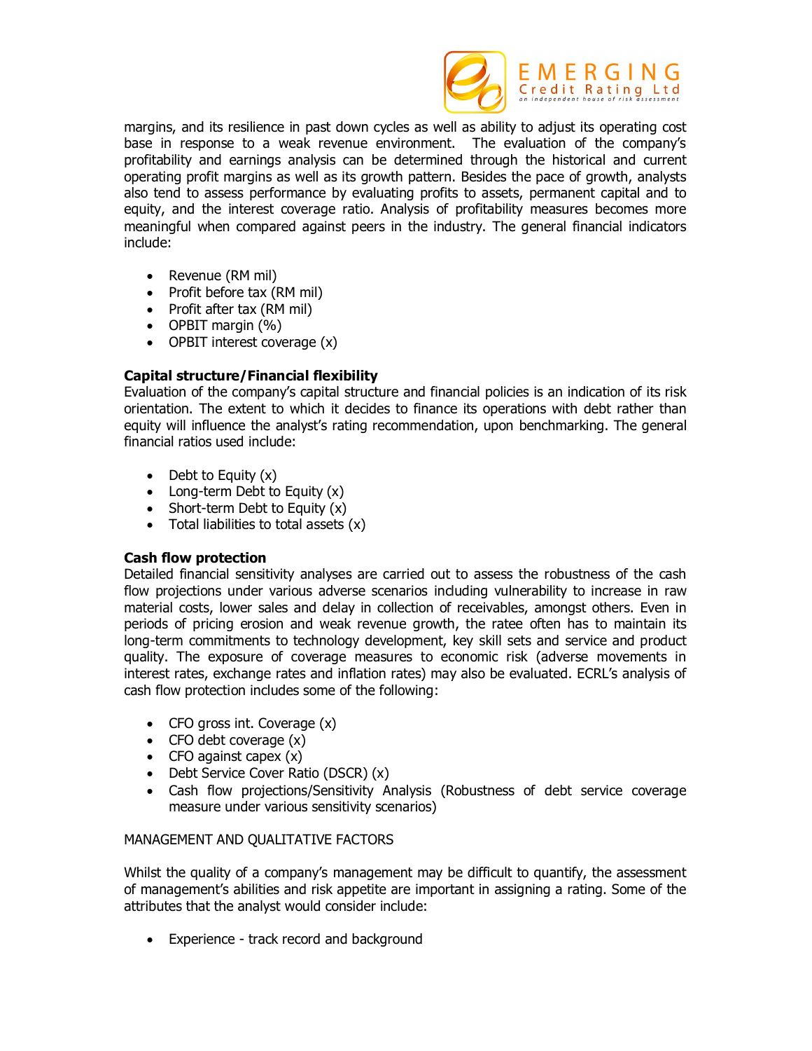margins, and its resilience in past down cycles as well as ability to adjust its operating cost base in response to a weak revenue environment. The evaluation of the company's profitability and earnings analysis can be determined through the historical and current operating profit margins as well as its growth pattern. Besides the pace of growth, analysts also tend to assess performance by evaluating profits to assets, permanent capital and to equity, and the interest coverage ratio. Analysis of profitability measures becomes more meaningful when compared against peers in the industry. The general financial indicators include:

- Revenue (RM mil)
- Profit before tax (RM mil)
- Profit after tax (RM mil)
- OPBIT margin (%)
- OPBIT interest coverage (x)

**Capital structure/Financial flexibility**

Evaluation of the company's capital structure and financial policies is an indication of its risk orientation. The extent to which it decides to finance its operations with debt rather than equity will influence the analyst's rating recommendation, upon benchmarking. The general financial ratios used include:

- Debt to Equity (x)
- Long-term Debt to Equity (x)
- Short-term Debt to Equity (x)
- Total liabilities to total assets (x)

**Cash flow protection**

Detailed financial sensitivity analyses are carried out to assess the robustness of the cash flow projections under various adverse scenarios including vulnerability to increase in raw material costs, lower sales and delay in collection of receivables, amongst others. Even in periods of pricing erosion and weak revenue growth, the ratee often has to maintain its long-term commitments to technology development, key skill sets and service and product quality. The exposure of coverage measures to economic risk (adverse movements in interest rates, exchange rates and inflation rates) may also be evaluated. ECRL's analysis of cash flow protection includes some of the following:

- CFO gross int. Coverage (x)
- CFO debt coverage (x)
- CFO against capex (x)
- Debt Service Cover Ratio (DSCR) (x)
- Cash flow projections/Sensitivity Analysis (Robustness of debt service coverage measure under various sensitivity scenarios)

MANAGEMENT AND QUALITATIVE FACTORS

Whilst the quality of a company's management may be difficult to quantify, the assessment of management's abilities and risk appetite are important in assigning a rating. Some of the attributes that the analyst would consider include:

- Experience - track record and background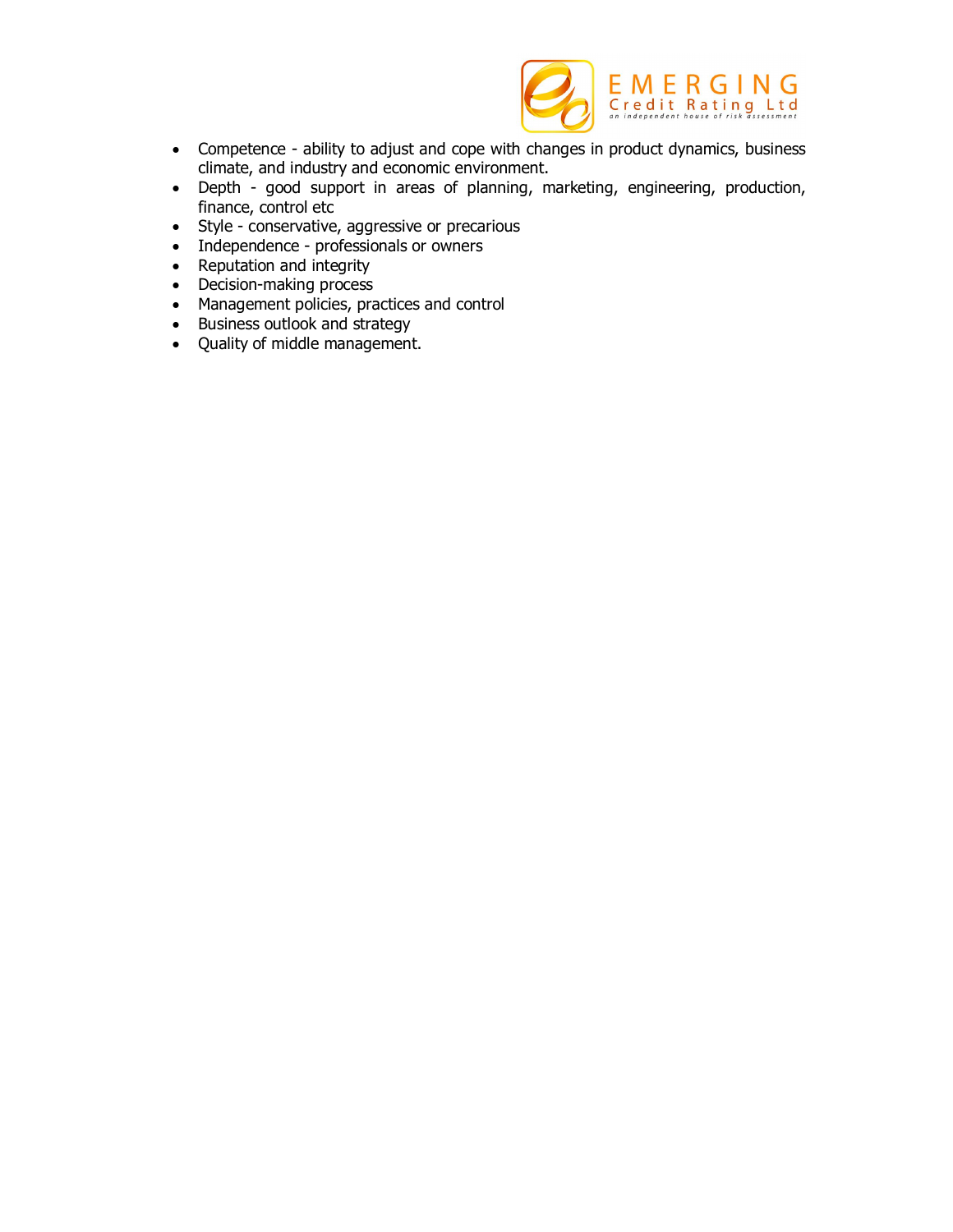- Competence - ability to adjust and cope with changes in product dynamics, business climate, and industry and economic environment.
- Depth - good support in areas of planning, marketing, engineering, production, finance, control etc
- Style - conservative, aggressive or precarious
- Independence - professionals or owners
- Reputation and integrity
- Decision-making process
- Management policies, practices and control
- Business outlook and strategy
- Quality of middle management.